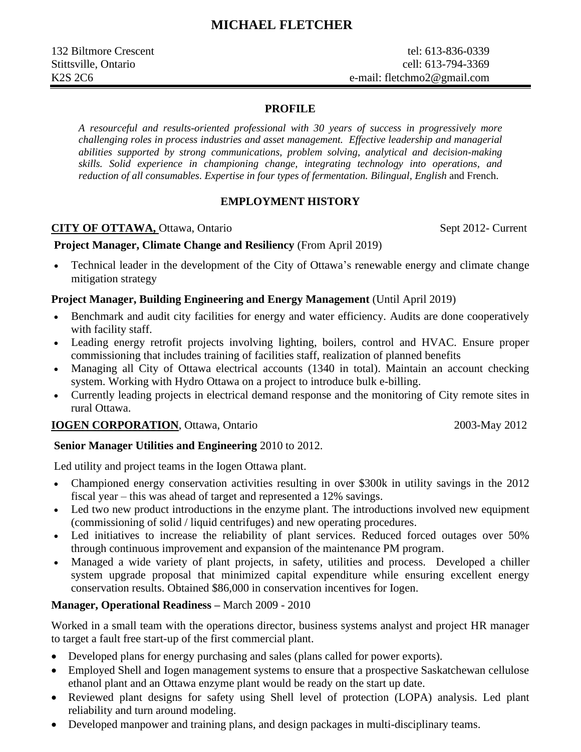# MICHAEL FLETCHER

132 Biltmore Crescent
Stittsville, Ontario
K2S 2C6

tel: 613-836-0339
cell: 613-794-3369
e-mail: fletchmo2@gmail.com

## PROFILE

*A resourceful and results-oriented professional with 30 years of success in progressively more challenging roles in process industries and asset management. Effective leadership and managerial abilities supported by strong communications, problem solving, analytical and decision-making skills. Solid experience in championing change, integrating technology into operations, and reduction of all consumables. Expertise in four types of fermentation. Bilingual, English* and French.

## EMPLOYMENT HISTORY

**CITY OF OTTAWA,** Ottawa, Ontario — Sept 2012- Current

**Project Manager, Climate Change and Resiliency** (From April 2019)

- Technical leader in the development of the City of Ottawa's renewable energy and climate change mitigation strategy

**Project Manager, Building Engineering and Energy Management** (Until April 2019)

- Benchmark and audit city facilities for energy and water efficiency. Audits are done cooperatively with facility staff.
- Leading energy retrofit projects involving lighting, boilers, control and HVAC. Ensure proper commissioning that includes training of facilities staff, realization of planned benefits
- Managing all City of Ottawa electrical accounts (1340 in total). Maintain an account checking system. Working with Hydro Ottawa on a project to introduce bulk e-billing.
- Currently leading projects in electrical demand response and the monitoring of City remote sites in rural Ottawa.

**IOGEN CORPORATION**, Ottawa, Ontario — 2003-May 2012

**Senior Manager Utilities and Engineering** 2010 to 2012.

Led utility and project teams in the Iogen Ottawa plant.

- Championed energy conservation activities resulting in over $300k in utility savings in the 2012 fiscal year – this was ahead of target and represented a 12% savings.
- Led two new product introductions in the enzyme plant. The introductions involved new equipment (commissioning of solid / liquid centrifuges) and new operating procedures.
- Led initiatives to increase the reliability of plant services. Reduced forced outages over 50% through continuous improvement and expansion of the maintenance PM program.
- Managed a wide variety of plant projects, in safety, utilities and process. Developed a chiller system upgrade proposal that minimized capital expenditure while ensuring excellent energy conservation results. Obtained $86,000 in conservation incentives for Iogen.

**Manager, Operational Readiness –** March 2009 - 2010

Worked in a small team with the operations director, business systems analyst and project HR manager to target a fault free start-up of the first commercial plant.

- Developed plans for energy purchasing and sales (plans called for power exports).
- Employed Shell and Iogen management systems to ensure that a prospective Saskatchewan cellulose ethanol plant and an Ottawa enzyme plant would be ready on the start up date.
- Reviewed plant designs for safety using Shell level of protection (LOPA) analysis. Led plant reliability and turn around modeling.
- Developed manpower and training plans, and design packages in multi-disciplinary teams.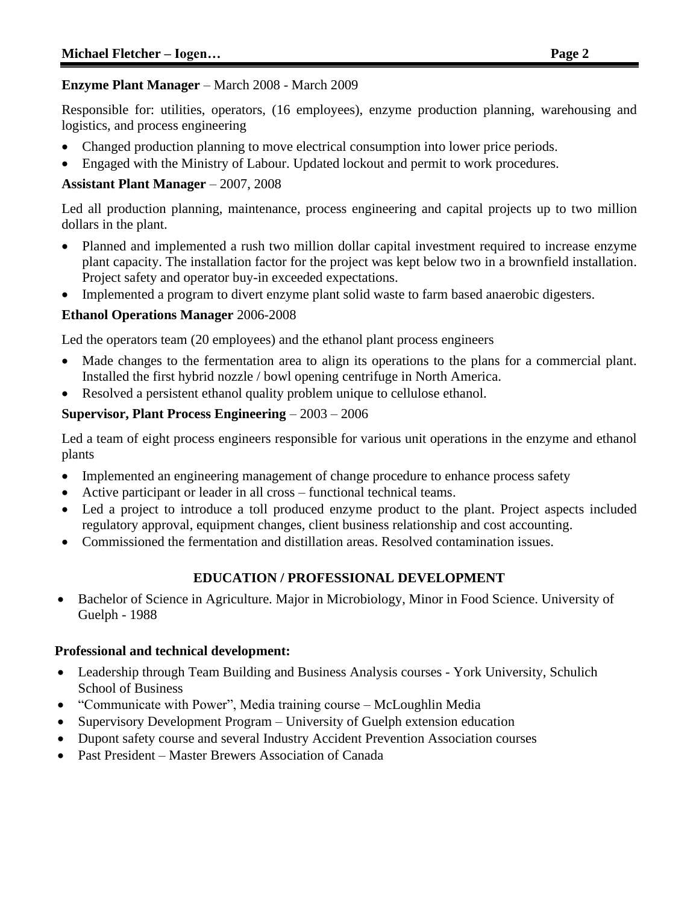**Enzyme Plant Manager** – March 2008 - March 2009

Responsible for: utilities, operators, (16 employees), enzyme production planning, warehousing and logistics, and process engineering

- Changed production planning to move electrical consumption into lower price periods.
- Engaged with the Ministry of Labour. Updated lockout and permit to work procedures.

**Assistant Plant Manager** – 2007, 2008

Led all production planning, maintenance, process engineering and capital projects up to two million dollars in the plant.

- Planned and implemented a rush two million dollar capital investment required to increase enzyme plant capacity. The installation factor for the project was kept below two in a brownfield installation. Project safety and operator buy-in exceeded expectations.
- Implemented a program to divert enzyme plant solid waste to farm based anaerobic digesters.

**Ethanol Operations Manager** 2006-2008

Led the operators team (20 employees) and the ethanol plant process engineers

- Made changes to the fermentation area to align its operations to the plans for a commercial plant. Installed the first hybrid nozzle / bowl opening centrifuge in North America.
- Resolved a persistent ethanol quality problem unique to cellulose ethanol.

**Supervisor, Plant Process Engineering** – 2003 – 2006

Led a team of eight process engineers responsible for various unit operations in the enzyme and ethanol plants

- Implemented an engineering management of change procedure to enhance process safety
- Active participant or leader in all cross – functional technical teams.
- Led a project to introduce a toll produced enzyme product to the plant. Project aspects included regulatory approval, equipment changes, client business relationship and cost accounting.
- Commissioned the fermentation and distillation areas. Resolved contamination issues.

## EDUCATION / PROFESSIONAL DEVELOPMENT

- Bachelor of Science in Agriculture. Major in Microbiology, Minor in Food Science. University of Guelph - 1988

**Professional and technical development:**

- Leadership through Team Building and Business Analysis courses - York University, Schulich School of Business
- "Communicate with Power", Media training course – McLoughlin Media
- Supervisory Development Program – University of Guelph extension education
- Dupont safety course and several Industry Accident Prevention Association courses
- Past President – Master Brewers Association of Canada